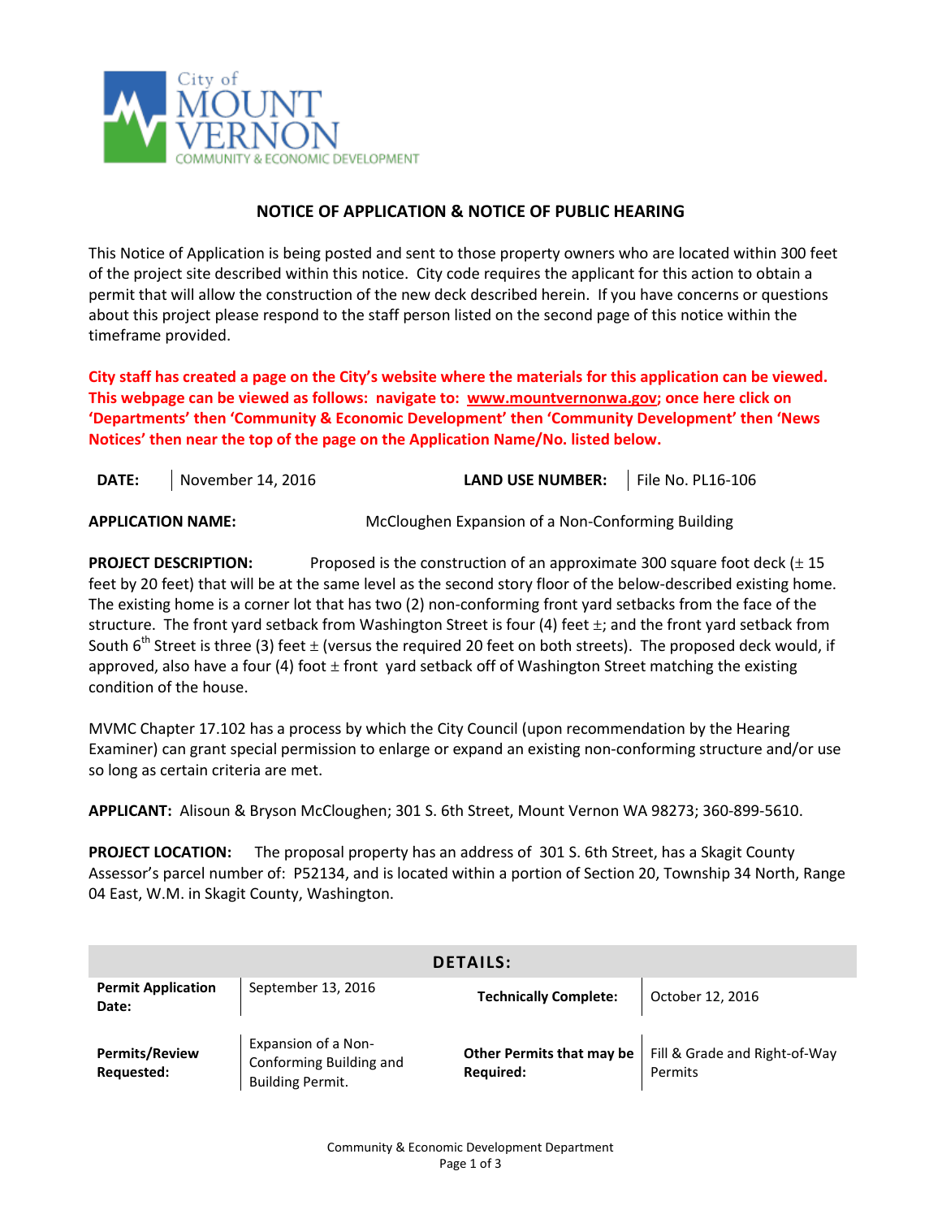City of MOUNT VERNON
COMMUNITY & ECONOMIC DEVELOPMENT

## NOTICE OF APPLICATION & NOTICE OF PUBLIC HEARING

This Notice of Application is being posted and sent to those property owners who are located within 300 feet of the project site described within this notice. City code requires the applicant for this action to obtain a permit that will allow the construction of the new deck described herein. If you have concerns or questions about this project please respond to the staff person listed on the second page of this notice within the timeframe provided.

**City staff has created a page on the City's website where the materials for this application can be viewed. This webpage can be viewed as follows: navigate to: www.mountvernonwa.gov; once here click on 'Departments' then 'Community & Economic Development' then 'Community Development' then 'News Notices' then near the top of the page on the Application Name/No. listed below.**

**DATE:** November 14, 2016 **LAND USE NUMBER:** File No. PL16-106

**APPLICATION NAME:** McCloughen Expansion of a Non-Conforming Building

**PROJECT DESCRIPTION:** Proposed is the construction of an approximate 300 square foot deck (± 15 feet by 20 feet) that will be at the same level as the second story floor of the below-described existing home. The existing home is a corner lot that has two (2) non-conforming front yard setbacks from the face of the structure. The front yard setback from Washington Street is four (4) feet ±; and the front yard setback from South 6th Street is three (3) feet ± (versus the required 20 feet on both streets). The proposed deck would, if approved, also have a four (4) foot ± front yard setback off of Washington Street matching the existing condition of the house.

MVMC Chapter 17.102 has a process by which the City Council (upon recommendation by the Hearing Examiner) can grant special permission to enlarge or expand an existing non-conforming structure and/or use so long as certain criteria are met.

**APPLICANT:** Alisoun & Bryson McCloughen; 301 S. 6th Street, Mount Vernon WA 98273; 360-899-5610.

**PROJECT LOCATION:** The proposal property has an address of 301 S. 6th Street, has a Skagit County Assessor's parcel number of: P52134, and is located within a portion of Section 20, Township 34 North, Range 04 East, W.M. in Skagit County, Washington.

| DETAILS: | | | |
|---|---|---|---|
| **Permit Application Date:** | September 13, 2016 | **Technically Complete:** | October 12, 2016 |
| **Permits/Review Requested:** | Expansion of a Non-Conforming Building and Building Permit. | **Other Permits that may be Required:** | Fill & Grade and Right-of-Way Permits |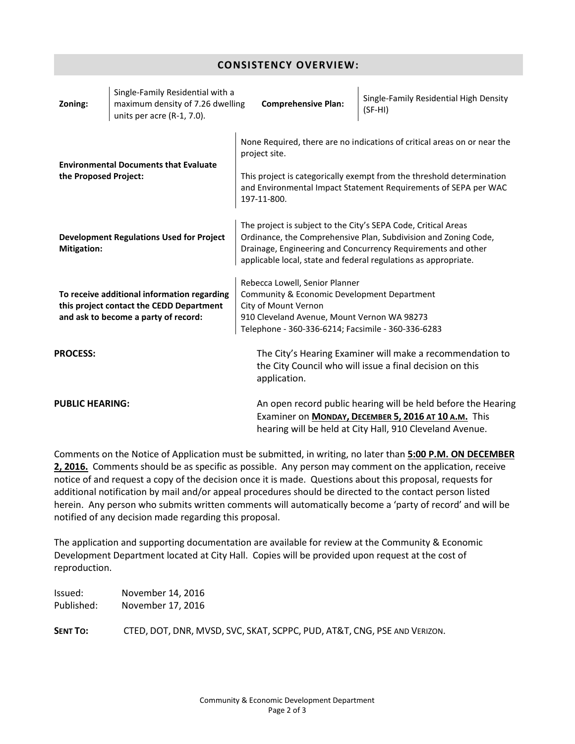## CONSISTENCY OVERVIEW:

| Zoning: | Single-Family Residential with a maximum density of 7.26 dwelling units per acre (R-1, 7.0). | Comprehensive Plan: | Single-Family Residential High Density (SF-HI) |
|---|---|---|---|

| | |
|---|---|
| **Environmental Documents that Evaluate the Proposed Project:** | None Required, there are no indications of critical areas on or near the project site.<br><br>This project is categorically exempt from the threshold determination and Environmental Impact Statement Requirements of SEPA per WAC 197-11-800. |
| **Development Regulations Used for Project Mitigation:** | The project is subject to the City's SEPA Code, Critical Areas Ordinance, the Comprehensive Plan, Subdivision and Zoning Code, Drainage, Engineering and Concurrency Requirements and other applicable local, state and federal regulations as appropriate. |
| **To receive additional information regarding this project contact the CEDD Department and ask to become a party of record:** | Rebecca Lowell, Senior Planner<br>Community & Economic Development Department<br>City of Mount Vernon<br>910 Cleveland Avenue, Mount Vernon WA 98273<br>Telephone - 360-336-6214; Facsimile - 360-336-6283 |

**PROCESS:** The City's Hearing Examiner will make a recommendation to the City Council who will issue a final decision on this application.

**PUBLIC HEARING:** An open record public hearing will be held before the Hearing Examiner on **MONDAY, DECEMBER 5, 2016 AT 10 A.M.** This hearing will be held at City Hall, 910 Cleveland Avenue.

Comments on the Notice of Application must be submitted, in writing, no later than **5:00 P.M. ON DECEMBER 2, 2016.** Comments should be as specific as possible. Any person may comment on the application, receive notice of and request a copy of the decision once it is made. Questions about this proposal, requests for additional notification by mail and/or appeal procedures should be directed to the contact person listed herein. Any person who submits written comments will automatically become a 'party of record' and will be notified of any decision made regarding this proposal.

The application and supporting documentation are available for review at the Community & Economic Development Department located at City Hall. Copies will be provided upon request at the cost of reproduction.

Issued: November 14, 2016
Published: November 17, 2016

**SENT TO:** CTED, DOT, DNR, MVSD, SVC, SKAT, SCPPC, PUD, AT&T, CNG, PSE AND VERIZON.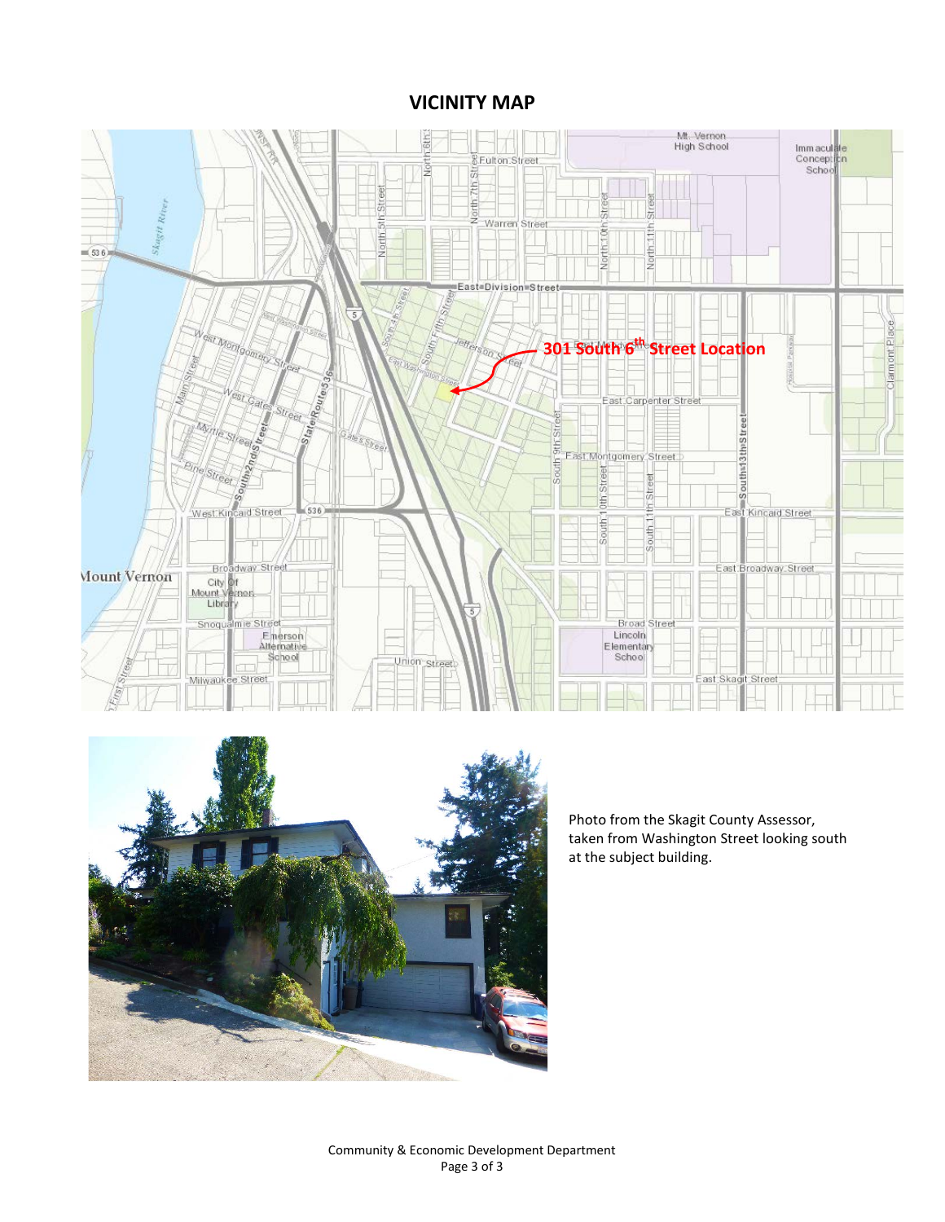## VICINITY MAP

Photo from the Skagit County Assessor, taken from Washington Street looking south at the subject building.

Community & Economic Development Department